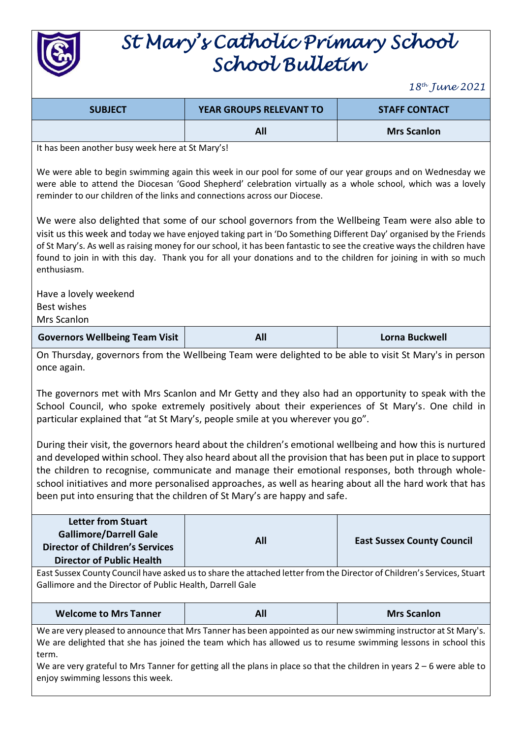# St Mary's Catholic Primary School School Bulletin

*18th June 2021*

| SUBJECT | YEAR GROUPS RELEVANT TO | STAFF CONTACT |
|---|---|---|
| | All | Mrs Scanlon |

It has been another busy week here at St Mary's!

We were able to begin swimming again this week in our pool for some of our year groups and on Wednesday we were able to attend the Diocesan 'Good Shepherd' celebration virtually as a whole school, which was a lovely reminder to our children of the links and connections across our Diocese.

We were also delighted that some of our school governors from the Wellbeing Team were also able to visit us this week and today we have enjoyed taking part in 'Do Something Different Day' organised by the Friends of St Mary's. As well as raising money for our school, it has been fantastic to see the creative ways the children have found to join in with this day. Thank you for all your donations and to the children for joining in with so much enthusiasm.

Have a lovely weekend
Best wishes
Mrs Scanlon

| Governors Wellbeing Team Visit | All | Lorna Buckwell |
|---|---|---|

On Thursday, governors from the Wellbeing Team were delighted to be able to visit St Mary's in person once again.

The governors met with Mrs Scanlon and Mr Getty and they also had an opportunity to speak with the School Council, who spoke extremely positively about their experiences of St Mary's. One child in particular explained that "at St Mary's, people smile at you wherever you go".

During their visit, the governors heard about the children's emotional wellbeing and how this is nurtured and developed within school. They also heard about all the provision that has been put in place to support the children to recognise, communicate and manage their emotional responses, both through whole-school initiatives and more personalised approaches, as well as hearing about all the hard work that has been put into ensuring that the children of St Mary's are happy and safe.

| Letter from Stuart Gallimore/Darrell Gale Director of Children's Services Director of Public Health | All | East Sussex County Council |
|---|---|---|

East Sussex County Council have asked us to share the attached letter from the Director of Children's Services, Stuart Gallimore and the Director of Public Health, Darrell Gale

| Welcome to Mrs Tanner | All | Mrs Scanlon |
|---|---|---|

We are very pleased to announce that Mrs Tanner has been appointed as our new swimming instructor at St Mary's. We are delighted that she has joined the team which has allowed us to resume swimming lessons in school this term.

We are very grateful to Mrs Tanner for getting all the plans in place so that the children in years 2 – 6 were able to enjoy swimming lessons this week.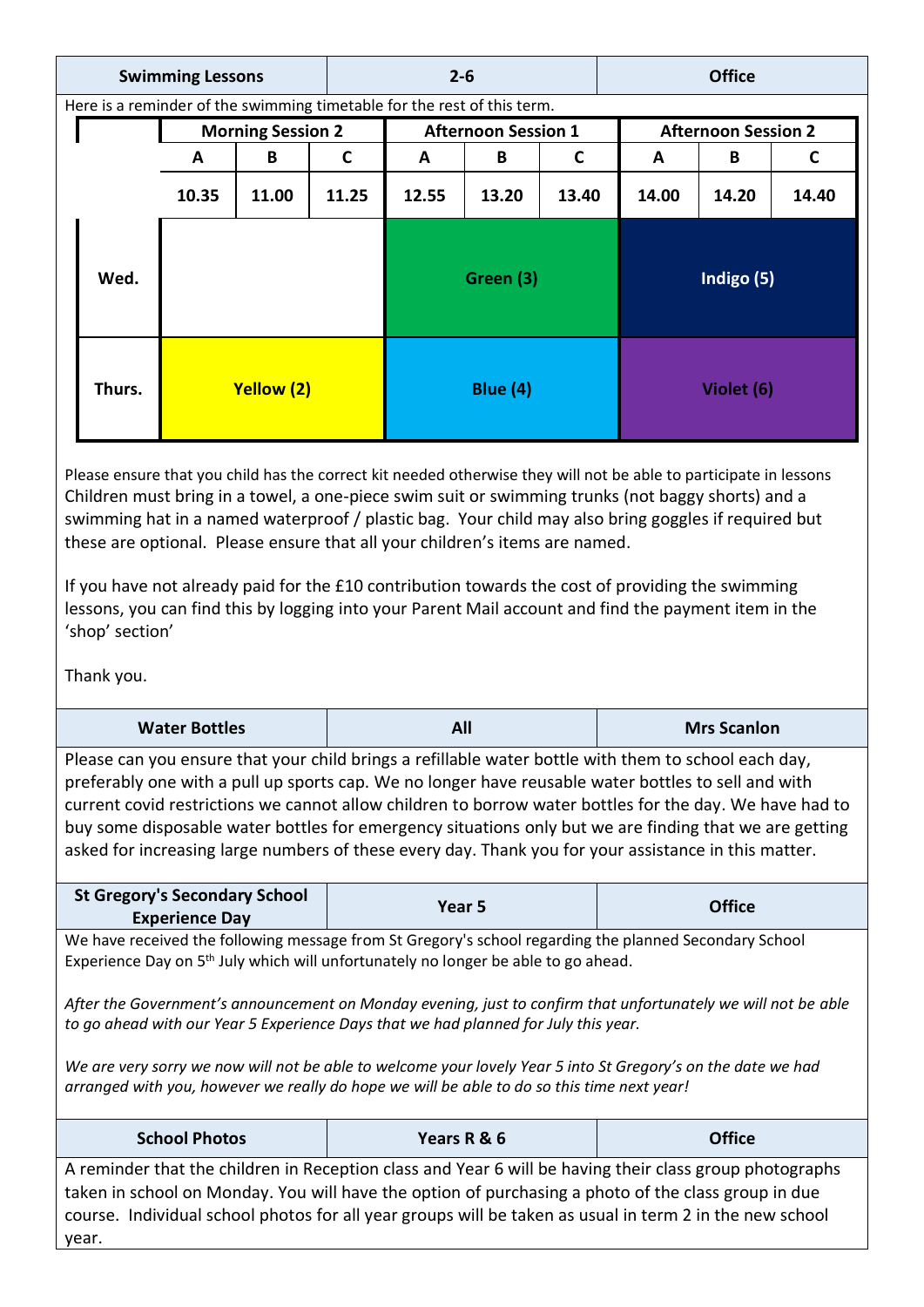| Swimming Lessons | 2-6 | Office |
| --- | --- | --- |

Here is a reminder of the swimming timetable for the rest of this term.

| | Morning Session 2 | | | Afternoon Session 1 | | | Afternoon Session 2 | | |
| --- | --- | --- | --- | --- | --- | --- | --- | --- | --- |
| | A | B | C | A | B | C | A | B | C |
| | 10.35 | 11.00 | 11.25 | 12.55 | 13.20 | 13.40 | 14.00 | 14.20 | 14.40 |
| Wed. | | | | Green (3) | | | Indigo (5) | | |
| Thurs. | Yellow (2) | | | Blue (4) | | | Violet (6) | | |

Please ensure that you child has the correct kit needed otherwise they will not be able to participate in lessons Children must bring in a towel, a one-piece swim suit or swimming trunks (not baggy shorts) and a swimming hat in a named waterproof / plastic bag. Your child may also bring goggles if required but these are optional. Please ensure that all your children's items are named.

If you have not already paid for the £10 contribution towards the cost of providing the swimming lessons, you can find this by logging into your Parent Mail account and find the payment item in the 'shop' section'

Thank you.

| Water Bottles | All | Mrs Scanlon |
| --- | --- | --- |

Please can you ensure that your child brings a refillable water bottle with them to school each day, preferably one with a pull up sports cap. We no longer have reusable water bottles to sell and with current covid restrictions we cannot allow children to borrow water bottles for the day. We have had to buy some disposable water bottles for emergency situations only but we are finding that we are getting asked for increasing large numbers of these every day. Thank you for your assistance in this matter.

| St Gregory's Secondary School Experience Day | Year 5 | Office |
| --- | --- | --- |

We have received the following message from St Gregory's school regarding the planned Secondary School Experience Day on 5th July which will unfortunately no longer be able to go ahead.

*After the Government's announcement on Monday evening, just to confirm that unfortunately we will not be able to go ahead with our Year 5 Experience Days that we had planned for July this year.*

*We are very sorry we now will not be able to welcome your lovely Year 5 into St Gregory's on the date we had arranged with you, however we really do hope we will be able to do so this time next year!*

| School Photos | Years R & 6 | Office |
| --- | --- | --- |

A reminder that the children in Reception class and Year 6 will be having their class group photographs taken in school on Monday. You will have the option of purchasing a photo of the class group in due course. Individual school photos for all year groups will be taken as usual in term 2 in the new school year.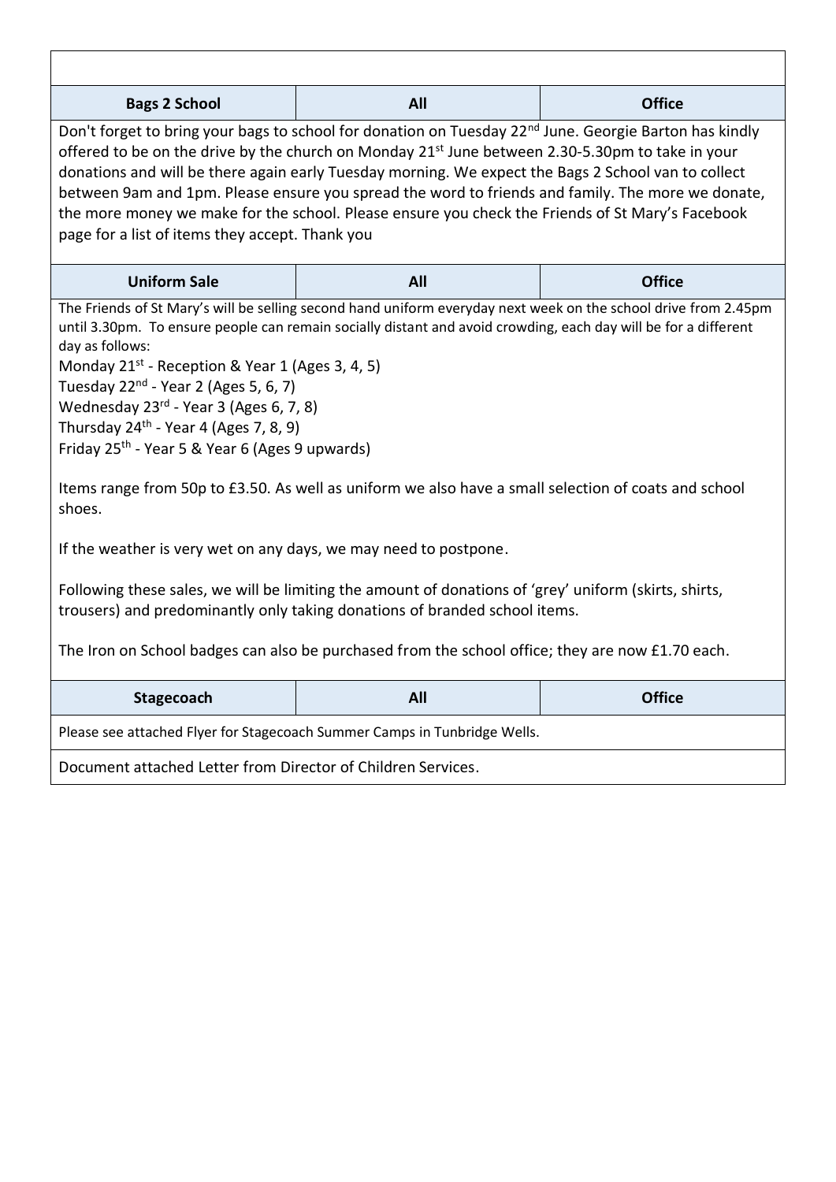| Bags 2 School | All | Office |
|---|---|---|

Don't forget to bring your bags to school for donation on Tuesday 22nd June. Georgie Barton has kindly offered to be on the drive by the church on Monday 21st June between 2.30-5.30pm to take in your donations and will be there again early Tuesday morning. We expect the Bags 2 School van to collect between 9am and 1pm. Please ensure you spread the word to friends and family. The more we donate, the more money we make for the school. Please ensure you check the Friends of St Mary's Facebook page for a list of items they accept. Thank you

| Uniform Sale | All | Office |
|---|---|---|

The Friends of St Mary's will be selling second hand uniform everyday next week on the school drive from 2.45pm until 3.30pm. To ensure people can remain socially distant and avoid crowding, each day will be for a different day as follows:

Monday 21st - Reception & Year 1 (Ages 3, 4, 5)
Tuesday 22nd - Year 2 (Ages 5, 6, 7)
Wednesday 23rd - Year 3 (Ages 6, 7, 8)
Thursday 24th - Year 4 (Ages 7, 8, 9)
Friday 25th - Year 5 & Year 6 (Ages 9 upwards)

Items range from 50p to £3.50. As well as uniform we also have a small selection of coats and school shoes.

If the weather is very wet on any days, we may need to postpone.

Following these sales, we will be limiting the amount of donations of 'grey' uniform (skirts, shirts, trousers) and predominantly only taking donations of branded school items.

The Iron on School badges can also be purchased from the school office; they are now £1.70 each.

| Stagecoach | All | Office |
|---|---|---|

Please see attached Flyer for Stagecoach Summer Camps in Tunbridge Wells.

Document attached Letter from Director of Children Services.